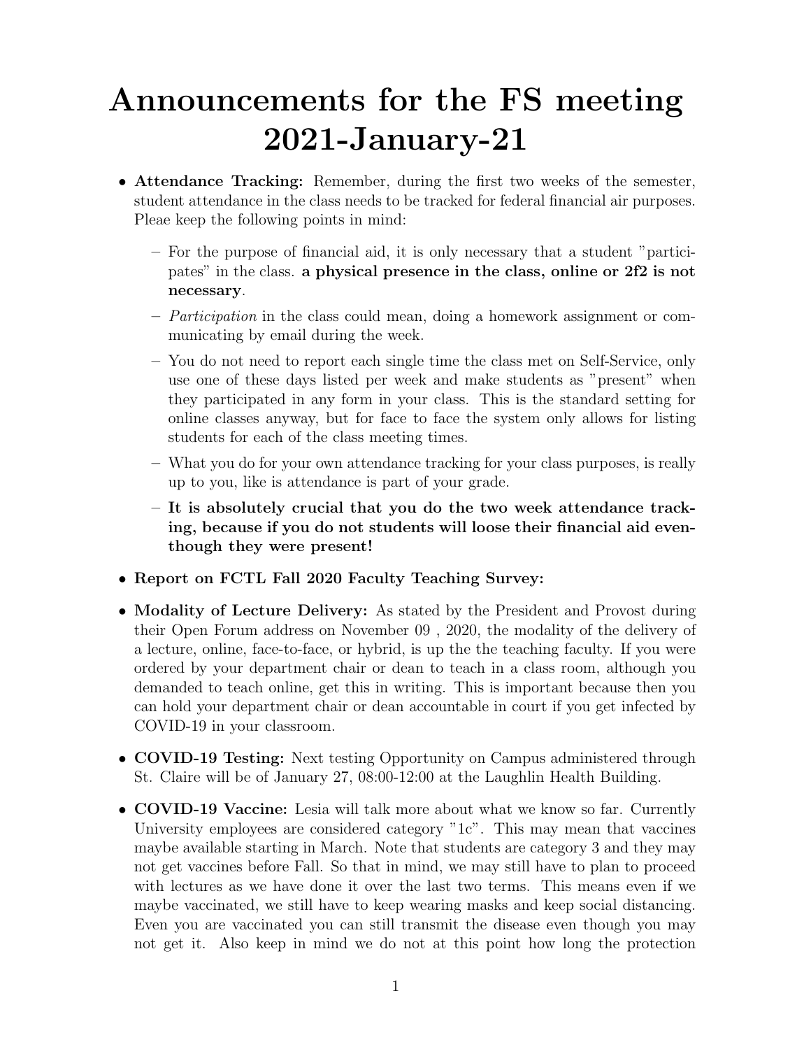# Announcements for the FS meeting 2021-January-21

- **Attendance Tracking:** Remember, during the first two weeks of the semester, student attendance in the class needs to be tracked for federal financial air purposes. Pleae keep the following points in mind:
  - For the purpose of financial aid, it is only necessary that a student "participates" in the class. **a physical presence in the class, online or 2f2 is not necessary**.
  - *Participation* in the class could mean, doing a homework assignment or communicating by email during the week.
  - You do not need to report each single time the class met on Self-Service, only use one of these days listed per week and make students as "present" when they participated in any form in your class. This is the standard setting for online classes anyway, but for face to face the system only allows for listing students for each of the class meeting times.
  - What you do for your own attendance tracking for your class purposes, is really up to you, like is attendance is part of your grade.
  - **It is absolutely crucial that you do the two week attendance tracking, because if you do not students will loose their financial aid eventhough they were present!**
- **Report on FCTL Fall 2020 Faculty Teaching Survey:**
- **Modality of Lecture Delivery:** As stated by the President and Provost during their Open Forum address on November 09 , 2020, the modality of the delivery of a lecture, online, face-to-face, or hybrid, is up the the teaching faculty. If you were ordered by your department chair or dean to teach in a class room, although you demanded to teach online, get this in writing. This is important because then you can hold your department chair or dean accountable in court if you get infected by COVID-19 in your classroom.
- **COVID-19 Testing:** Next testing Opportunity on Campus administered through St. Claire will be of January 27, 08:00-12:00 at the Laughlin Health Building.
- **COVID-19 Vaccine:** Lesia will talk more about what we know so far. Currently University employees are considered category "1c". This may mean that vaccines maybe available starting in March. Note that students are category 3 and they may not get vaccines before Fall. So that in mind, we may still have to plan to proceed with lectures as we have done it over the last two terms. This means even if we maybe vaccinated, we still have to keep wearing masks and keep social distancing. Even you are vaccinated you can still transmit the disease even though you may not get it. Also keep in mind we do not at this point how long the protection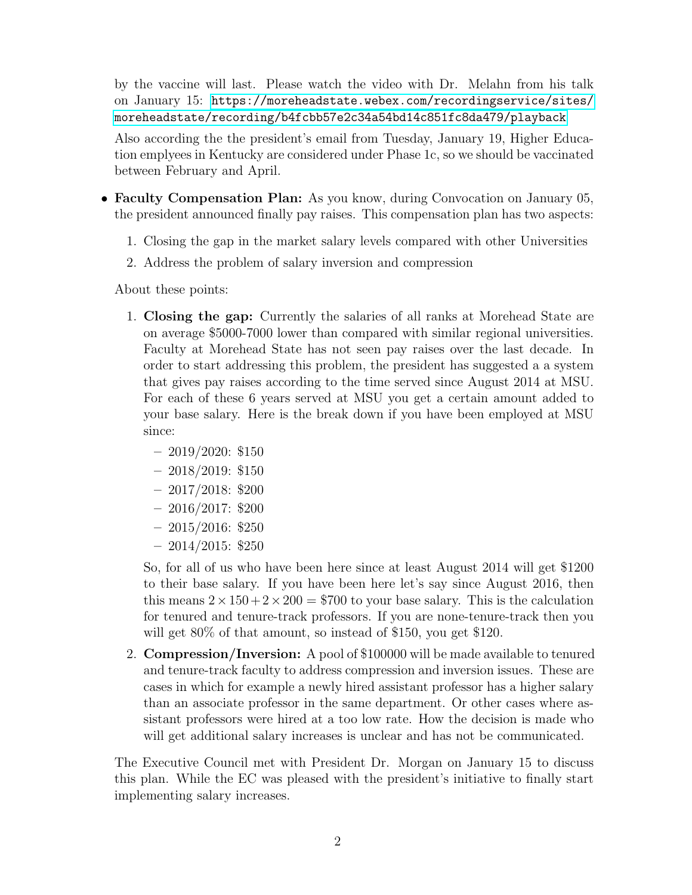by the vaccine will last. Please watch the video with Dr. Melahn from his talk on January 15: https://moreheadstate.webex.com/recordingservice/sites/moreheadstate/recording/b4fcbb57e2c34a54bd14c851fc8da479/playback

Also according the the president's email from Tuesday, January 19, Higher Education emplyees in Kentucky are considered under Phase 1c, so we should be vaccinated between February and April.

- **Faculty Compensation Plan:** As you know, during Convocation on January 05, the president announced finally pay raises. This compensation plan has two aspects:

  1. Closing the gap in the market salary levels compared with other Universities
  2. Address the problem of salary inversion and compression

  About these points:

  1. **Closing the gap:** Currently the salaries of all ranks at Morehead State are on average \$5000-7000 lower than compared with similar regional universities. Faculty at Morehead State has not seen pay raises over the last decade. In order to start addressing this problem, the president has suggested a a system that gives pay raises according to the time served since August 2014 at MSU. For each of these 6 years served at MSU you get a certain amount added to your base salary. Here is the break down if you have been employed at MSU since:

     - 2019/2020: \$150
     - 2018/2019: \$150
     - 2017/2018: \$200
     - 2016/2017: \$200
     - 2015/2016: \$250
     - 2014/2015: \$250

     So, for all of us who have been here since at least August 2014 will get \$1200 to their base salary. If you have been here let's say since August 2016, then this means $2 \times 150 + 2 \times 200 = \$700$ to your base salary. This is the calculation for tenured and tenure-track professors. If you are none-tenure-track then you will get 80% of that amount, so instead of \$150, you get \$120.

  2. **Compression/Inversion:** A pool of \$100000 will be made available to tenured and tenure-track faculty to address compression and inversion issues. These are cases in which for example a newly hired assistant professor has a higher salary than an associate professor in the same department. Or other cases where assistant professors were hired at a too low rate. How the decision is made who will get additional salary increases is unclear and has not be communicated.

  The Executive Council met with President Dr. Morgan on January 15 to discuss this plan. While the EC was pleased with the president's initiative to finally start implementing salary increases.